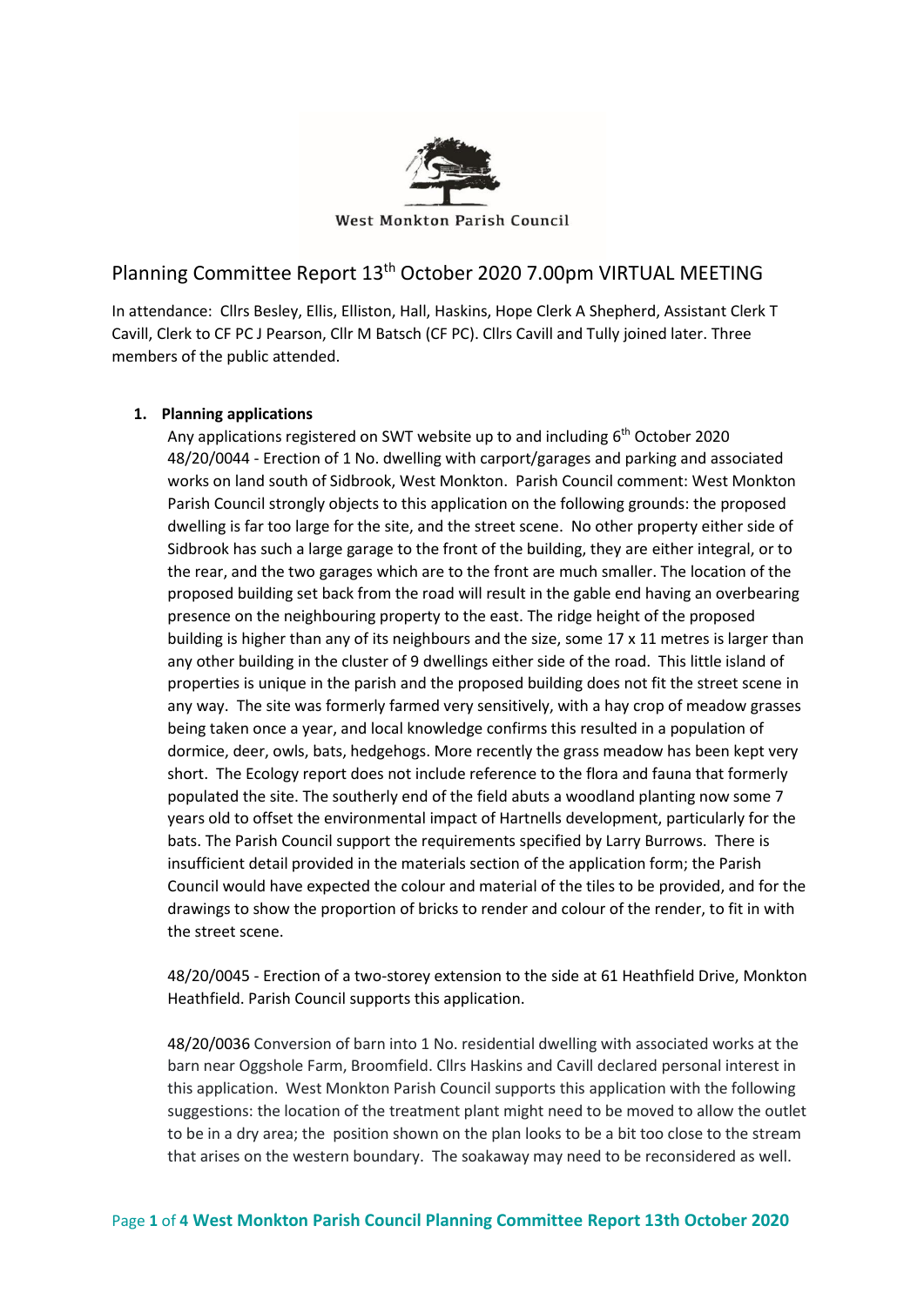West Monkton Parish Council

# Planning Committee Report 13th October 2020 7.00pm VIRTUAL MEETING

In attendance: Cllrs Besley, Ellis, Elliston, Hall, Haskins, Hope Clerk A Shepherd, Assistant Clerk T Cavill, Clerk to CF PC J Pearson, Cllr M Batsch (CF PC). Cllrs Cavill and Tully joined later. Three members of the public attended.

1. **Planning applications**

   Any applications registered on SWT website up to and including 6th October 2020

   48/20/0044 - Erection of 1 No. dwelling with carport/garages and parking and associated works on land south of Sidbrook, West Monkton. Parish Council comment: West Monkton Parish Council strongly objects to this application on the following grounds: the proposed dwelling is far too large for the site, and the street scene. No other property either side of Sidbrook has such a large garage to the front of the building, they are either integral, or to the rear, and the two garages which are to the front are much smaller. The location of the proposed building set back from the road will result in the gable end having an overbearing presence on the neighbouring property to the east. The ridge height of the proposed building is higher than any of its neighbours and the size, some 17 x 11 metres is larger than any other building in the cluster of 9 dwellings either side of the road. This little island of properties is unique in the parish and the proposed building does not fit the street scene in any way. The site was formerly farmed very sensitively, with a hay crop of meadow grasses being taken once a year, and local knowledge confirms this resulted in a population of dormice, deer, owls, bats, hedgehogs. More recently the grass meadow has been kept very short. The Ecology report does not include reference to the flora and fauna that formerly populated the site. The southerly end of the field abuts a woodland planting now some 7 years old to offset the environmental impact of Hartnells development, particularly for the bats. The Parish Council support the requirements specified by Larry Burrows. There is insufficient detail provided in the materials section of the application form; the Parish Council would have expected the colour and material of the tiles to be provided, and for the drawings to show the proportion of bricks to render and colour of the render, to fit in with the street scene.

   48/20/0045 - Erection of a two-storey extension to the side at 61 Heathfield Drive, Monkton Heathfield. Parish Council supports this application.

   48/20/0036 Conversion of barn into 1 No. residential dwelling with associated works at the barn near Oggshole Farm, Broomfield. Cllrs Haskins and Cavill declared personal interest in this application. West Monkton Parish Council supports this application with the following suggestions: the location of the treatment plant might need to be moved to allow the outlet to be in a dry area; the position shown on the plan looks to be a bit too close to the stream that arises on the western boundary. The soakaway may need to be reconsidered as well.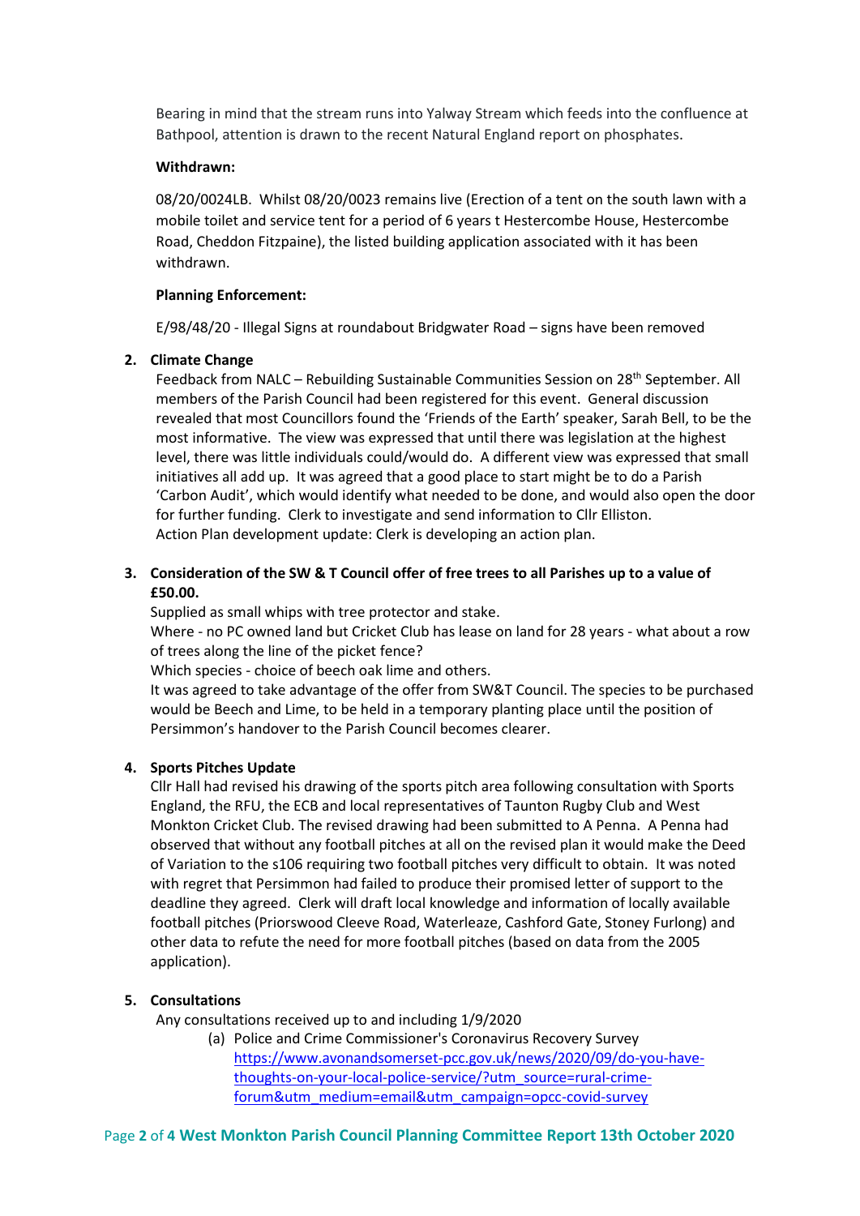Bearing in mind that the stream runs into Yalway Stream which feeds into the confluence at Bathpool, attention is drawn to the recent Natural England report on phosphates.

**Withdrawn:**

08/20/0024LB. Whilst 08/20/0023 remains live (Erection of a tent on the south lawn with a mobile toilet and service tent for a period of 6 years t Hestercombe House, Hestercombe Road, Cheddon Fitzpaine), the listed building application associated with it has been withdrawn.

**Planning Enforcement:**

E/98/48/20 - Illegal Signs at roundabout Bridgwater Road – signs have been removed

2. **Climate Change**

   Feedback from NALC – Rebuilding Sustainable Communities Session on 28th September. All members of the Parish Council had been registered for this event. General discussion revealed that most Councillors found the 'Friends of the Earth' speaker, Sarah Bell, to be the most informative. The view was expressed that until there was legislation at the highest level, there was little individuals could/would do. A different view was expressed that small initiatives all add up. It was agreed that a good place to start might be to do a Parish 'Carbon Audit', which would identify what needed to be done, and would also open the door for further funding. Clerk to investigate and send information to Cllr Elliston.
   Action Plan development update: Clerk is developing an action plan.

3. **Consideration of the SW & T Council offer of free trees to all Parishes up to a value of £50.00.**

   Supplied as small whips with tree protector and stake.
   Where - no PC owned land but Cricket Club has lease on land for 28 years - what about a row of trees along the line of the picket fence?
   Which species - choice of beech oak lime and others.
   It was agreed to take advantage of the offer from SW&T Council. The species to be purchased would be Beech and Lime, to be held in a temporary planting place until the position of Persimmon's handover to the Parish Council becomes clearer.

4. **Sports Pitches Update**

   Cllr Hall had revised his drawing of the sports pitch area following consultation with Sports England, the RFU, the ECB and local representatives of Taunton Rugby Club and West Monkton Cricket Club. The revised drawing had been submitted to A Penna. A Penna had observed that without any football pitches at all on the revised plan it would make the Deed of Variation to the s106 requiring two football pitches very difficult to obtain. It was noted with regret that Persimmon had failed to produce their promised letter of support to the deadline they agreed. Clerk will draft local knowledge and information of locally available football pitches (Priorswood Cleeve Road, Waterleaze, Cashford Gate, Stoney Furlong) and other data to refute the need for more football pitches (based on data from the 2005 application).

5. **Consultations**

   Any consultations received up to and including 1/9/2020

   (a) Police and Crime Commissioner's Coronavirus Recovery Survey
   https://www.avonandsomerset-pcc.gov.uk/news/2020/09/do-you-have-thoughts-on-your-local-police-service/?utm_source=rural-crime-forum&utm_medium=email&utm_campaign=opcc-covid-survey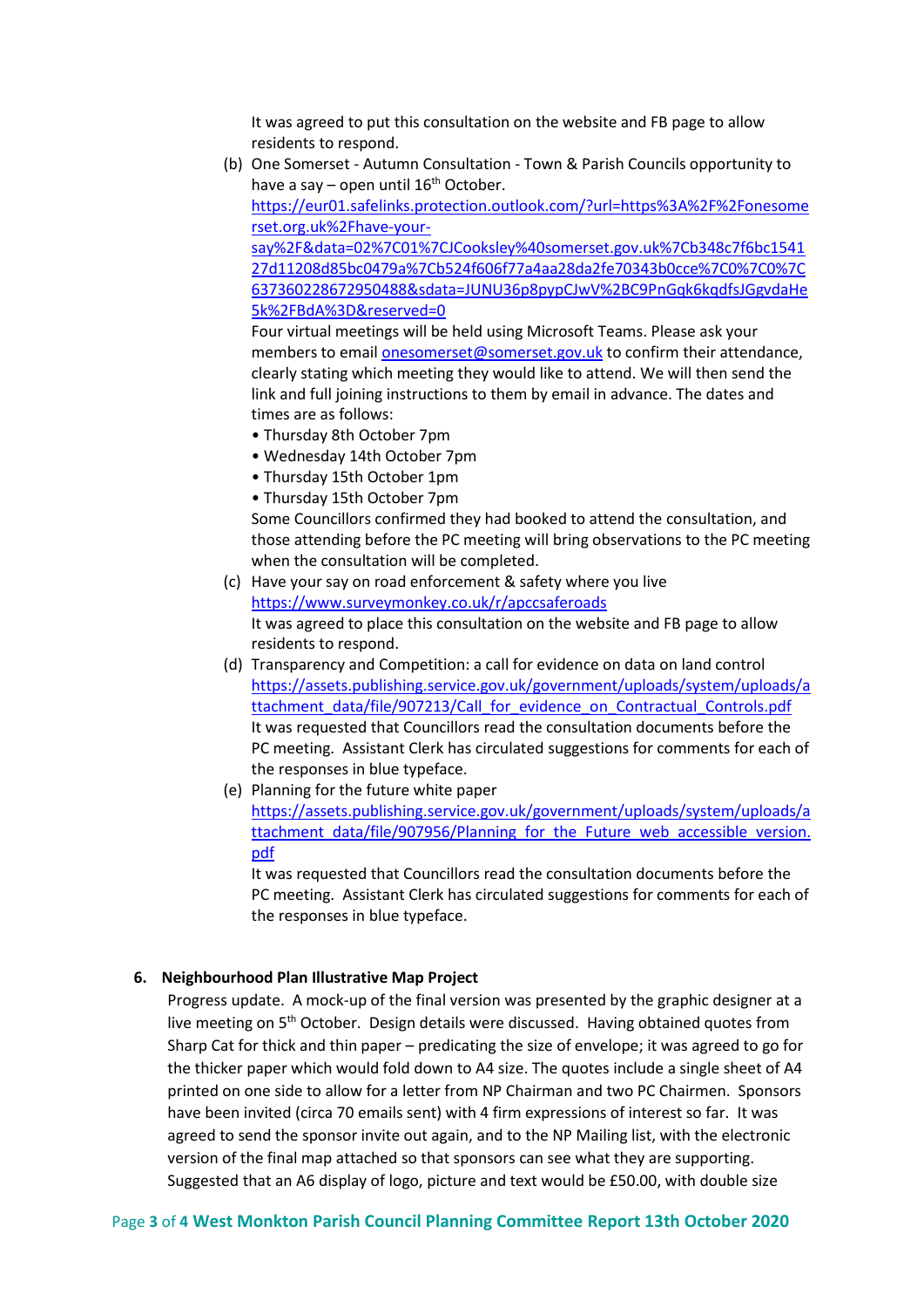It was agreed to put this consultation on the website and FB page to allow residents to respond.

(b) One Somerset - Autumn Consultation - Town & Parish Councils opportunity to have a say – open until 16th October.
https://eur01.safelinks.protection.outlook.com/?url=https%3A%2F%2Fonesomerset.org.uk%2Fhave-your-say%2F&data=02%7C01%7CJCooksley%40somerset.gov.uk%7Cb348c7f6bc154127d11208d85bc0479a%7Cb524f606f77a4aa28da2fe70343b0cce%7C0%7C0%7C637360228672950488&sdata=JUNU36p8pypCJwV%2BC9PnGqk6kqdfsJGgvdaHe5k%2FBdA%3D&reserved=0
Four virtual meetings will be held using Microsoft Teams. Please ask your members to email onesomerset@somerset.gov.uk to confirm their attendance, clearly stating which meeting they would like to attend. We will then send the link and full joining instructions to them by email in advance. The dates and times are as follows:
- Thursday 8th October 7pm
- Wednesday 14th October 7pm
- Thursday 15th October 1pm
- Thursday 15th October 7pm

Some Councillors confirmed they had booked to attend the consultation, and those attending before the PC meeting will bring observations to the PC meeting when the consultation will be completed.

(c) Have your say on road enforcement & safety where you live
https://www.surveymonkey.co.uk/r/apccsaferoads
It was agreed to place this consultation on the website and FB page to allow residents to respond.

(d) Transparency and Competition: a call for evidence on data on land control
https://assets.publishing.service.gov.uk/government/uploads/system/uploads/attachment_data/file/907213/Call_for_evidence_on_Contractual_Controls.pdf
It was requested that Councillors read the consultation documents before the PC meeting. Assistant Clerk has circulated suggestions for comments for each of the responses in blue typeface.

(e) Planning for the future white paper
https://assets.publishing.service.gov.uk/government/uploads/system/uploads/attachment_data/file/907956/Planning_for_the_Future_web_accessible_version.pdf
It was requested that Councillors read the consultation documents before the PC meeting. Assistant Clerk has circulated suggestions for comments for each of the responses in blue typeface.

**6. Neighbourhood Plan Illustrative Map Project**

Progress update. A mock-up of the final version was presented by the graphic designer at a live meeting on 5th October. Design details were discussed. Having obtained quotes from Sharp Cat for thick and thin paper – predicating the size of envelope; it was agreed to go for the thicker paper which would fold down to A4 size. The quotes include a single sheet of A4 printed on one side to allow for a letter from NP Chairman and two PC Chairmen. Sponsors have been invited (circa 70 emails sent) with 4 firm expressions of interest so far. It was agreed to send the sponsor invite out again, and to the NP Mailing list, with the electronic version of the final map attached so that sponsors can see what they are supporting. Suggested that an A6 display of logo, picture and text would be £50.00, with double size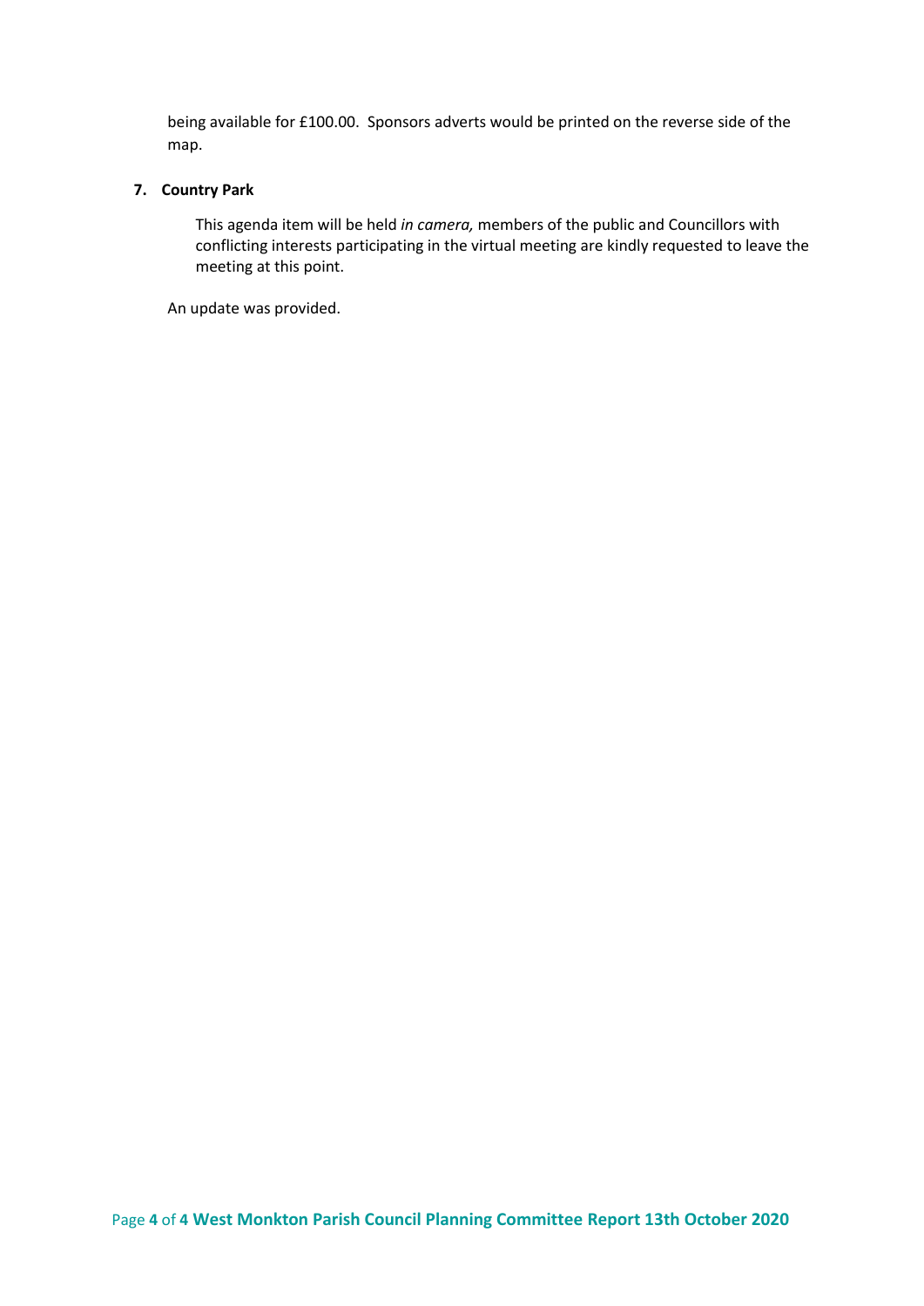being available for £100.00. Sponsors adverts would be printed on the reverse side of the map.

**7. Country Park**

This agenda item will be held *in camera,* members of the public and Councillors with conflicting interests participating in the virtual meeting are kindly requested to leave the meeting at this point.

An update was provided.